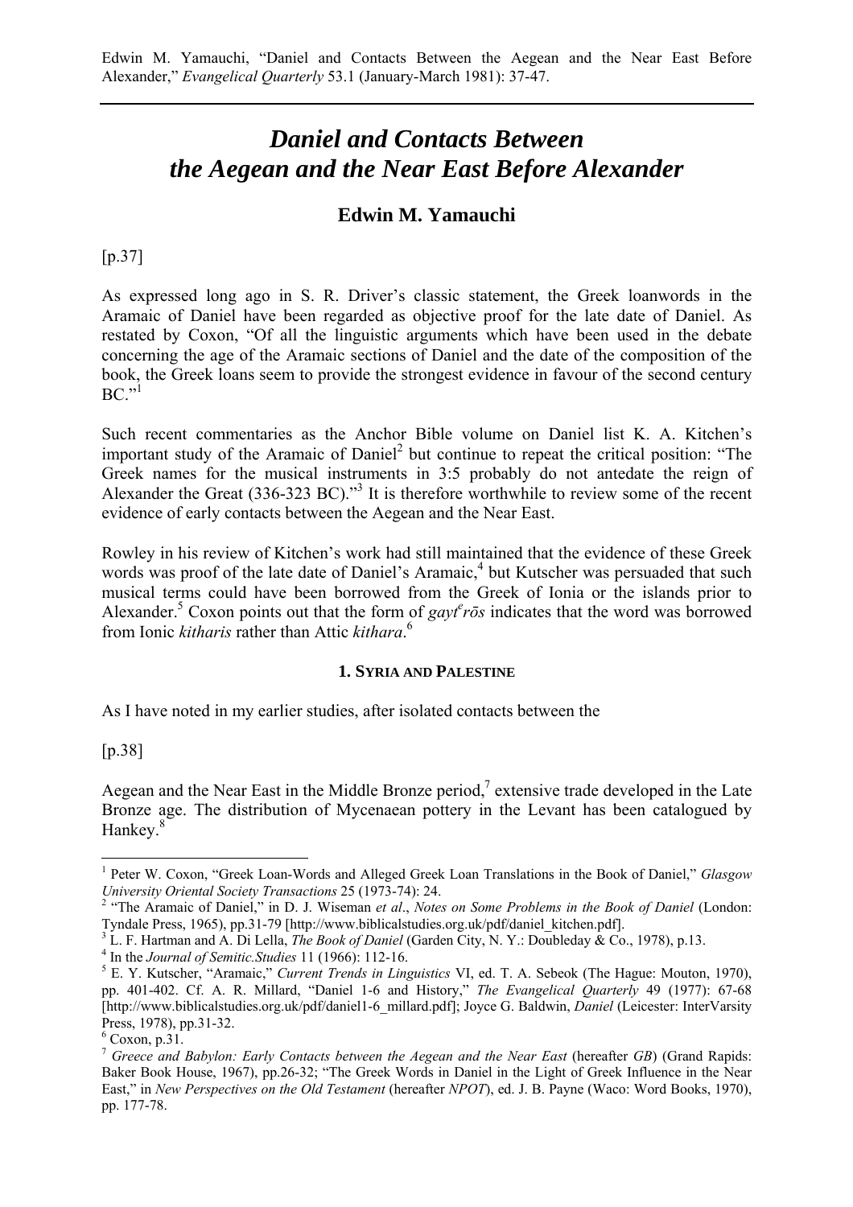Edwin M. Yamauchi, "Daniel and Contacts Between the Aegean and the Near East Before Alexander," *Evangelical Quarterly* 53.1 (January-March 1981): 37-47.

# *Daniel and Contacts Between the Aegean and the Near East Before Alexander*

## Edwin M. Yamauchi

[p.37]

As expressed long ago in S. R. Driver's classic statement, the Greek loanwords in the Aramaic of Daniel have been regarded as objective proof for the late date of Daniel. As restated by Coxon, "Of all the linguistic arguments which have been used in the debate concerning the age of the Aramaic sections of Daniel and the date of the composition of the book, the Greek loans seem to provide the strongest evidence in favour of the second century BC."[1]

Such recent commentaries as the Anchor Bible volume on Daniel list K. A. Kitchen's important study of the Aramaic of Daniel[2] but continue to repeat the critical position: "The Greek names for the musical instruments in 3:5 probably do not antedate the reign of Alexander the Great (336-323 BC)."[3] It is therefore worthwhile to review some of the recent evidence of early contacts between the Aegean and the Near East.

Rowley in his review of Kitchen's work had still maintained that the evidence of these Greek words was proof of the late date of Daniel's Aramaic,[4] but Kutscher was persuaded that such musical terms could have been borrowed from the Greek of Ionia or the islands prior to Alexander.[5] Coxon points out that the form of *gayt$^{e}$rōs* indicates that the word was borrowed from Ionic *kitharis* rather than Attic *kithara*.[6]

#### 1. Syria and Palestine

As I have noted in my earlier studies, after isolated contacts between the

[p.38]

Aegean and the Near East in the Middle Bronze period,[7] extensive trade developed in the Late Bronze age. The distribution of Mycenaean pottery in the Levant has been catalogued by Hankey.[8]

---

[1] Peter W. Coxon, "Greek Loan-Words and Alleged Greek Loan Translations in the Book of Daniel," *Glasgow University Oriental Society Transactions* 25 (1973-74): 24.

[2] "The Aramaic of Daniel," in D. J. Wiseman *et al*., *Notes on Some Problems in the Book of Daniel* (London: Tyndale Press, 1965), pp.31-79 [http://www.biblicalstudies.org.uk/pdf/daniel_kitchen.pdf].

[3] L. F. Hartman and A. Di Lella, *The Book of Daniel* (Garden City, N. Y.: Doubleday & Co., 1978), p.13.

[4] In the *Journal of Semitic.Studies* 11 (1966): 112-16.

[5] E. Y. Kutscher, "Aramaic," *Current Trends in Linguistics* VI, ed. T. A. Sebeok (The Hague: Mouton, 1970), pp. 401-402. Cf. A. R. Millard, "Daniel 1-6 and History," *The Evangelical Quarterly* 49 (1977): 67-68 [http://www.biblicalstudies.org.uk/pdf/daniel1-6_millard.pdf]; Joyce G. Baldwin, *Daniel* (Leicester: InterVarsity Press, 1978), pp.31-32.

[6] Coxon, p.31.

[7] *Greece and Babylon: Early Contacts between the Aegean and the Near East* (hereafter *GB*) (Grand Rapids: Baker Book House, 1967), pp.26-32; "The Greek Words in Daniel in the Light of Greek Influence in the Near East," in *New Perspectives on the Old Testament* (hereafter *NPOT*), ed. J. B. Payne (Waco: Word Books, 1970), pp. 177-78.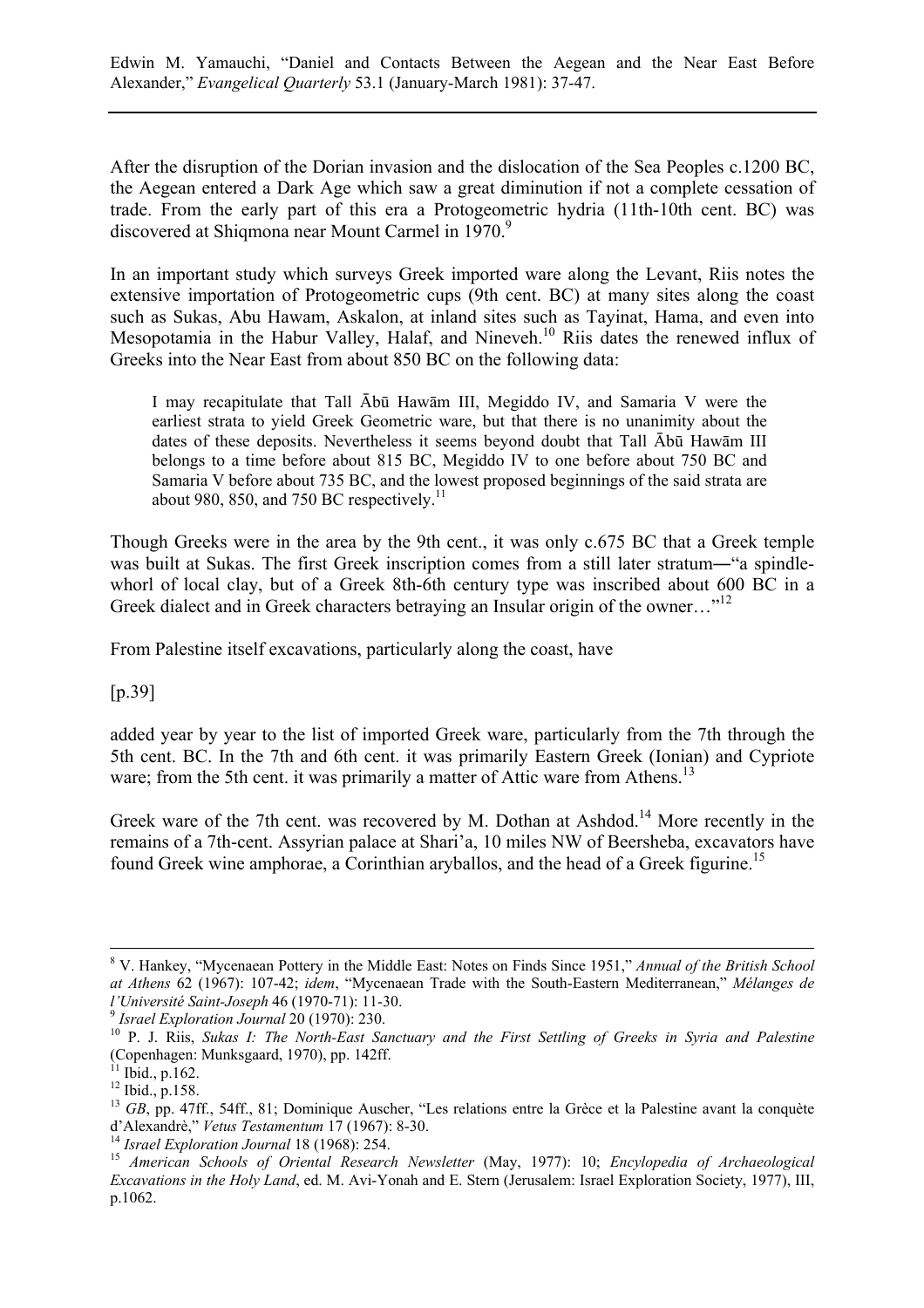After the disruption of the Dorian invasion and the dislocation of the Sea Peoples c.1200 BC, the Aegean entered a Dark Age which saw a great diminution if not a complete cessation of trade. From the early part of this era a Protogeometric hydria (11th-10th cent. BC) was discovered at Shiqmona near Mount Carmel in 1970.[9]

In an important study which surveys Greek imported ware along the Levant, Riis notes the extensive importation of Protogeometric cups (9th cent. BC) at many sites along the coast such as Sukas, Abu Hawam, Askalon, at inland sites such as Tayinat, Hama, and even into Mesopotamia in the Habur Valley, Halaf, and Nineveh.[10] Riis dates the renewed influx of Greeks into the Near East from about 850 BC on the following data:

> I may recapitulate that Tall Ābū Hawām III, Megiddo IV, and Samaria V were the earliest strata to yield Greek Geometric ware, but that there is no unanimity about the dates of these deposits. Nevertheless it seems beyond doubt that Tall Ābū Hawām III belongs to a time before about 815 BC, Megiddo IV to one before about 750 BC and Samaria V before about 735 BC, and the lowest proposed beginnings of the said strata are about 980, 850, and 750 BC respectively.[11]

Though Greeks were in the area by the 9th cent., it was only c.675 BC that a Greek temple was built at Sukas. The first Greek inscription comes from a still later stratum―"a spindle-whorl of local clay, but of a Greek 8th-6th century type was inscribed about 600 BC in a Greek dialect and in Greek characters betraying an Insular origin of the owner…"[12]

From Palestine itself excavations, particularly along the coast, have

[p.39]

added year by year to the list of imported Greek ware, particularly from the 7th through the 5th cent. BC. In the 7th and 6th cent. it was primarily Eastern Greek (Ionian) and Cypriote ware; from the 5th cent. it was primarily a matter of Attic ware from Athens.[13]

Greek ware of the 7th cent. was recovered by M. Dothan at Ashdod.[14] More recently in the remains of a 7th-cent. Assyrian palace at Shari'a, 10 miles NW of Beersheba, excavators have found Greek wine amphorae, a Corinthian aryballos, and the head of a Greek figurine.[15]

---

[8] V. Hankey, "Mycenaean Pottery in the Middle East: Notes on Finds Since 1951," *Annual of the British School at Athens* 62 (1967): 107-42; *idem*, "Mycenaean Trade with the South-Eastern Mediterranean," *Mélanges de l'Université Saint-Joseph* 46 (1970-71): 11-30.

[9] *Israel Exploration Journal* 20 (1970): 230.

[10] P. J. Riis, *Sukas I: The North-East Sanctuary and the First Settling of Greeks in Syria and Palestine* (Copenhagen: Munksgaard, 1970), pp. 142ff.

[11] Ibid., p.162.

[12] Ibid., p.158.

[13] *GB*, pp. 47ff., 54ff., 81; Dominique Auscher, "Les relations entre la Grèce et la Palestine avant la conquète d'Alexandrè," *Vetus Testamentum* 17 (1967): 8-30.

[14] *Israel Exploration Journal* 18 (1968): 254.

[15] *American Schools of Oriental Research Newsletter* (May, 1977): 10; *Encylopedia of Archaeological Excavations in the Holy Land*, ed. M. Avi-Yonah and E. Stern (Jerusalem: Israel Exploration Society, 1977), III, p.1062.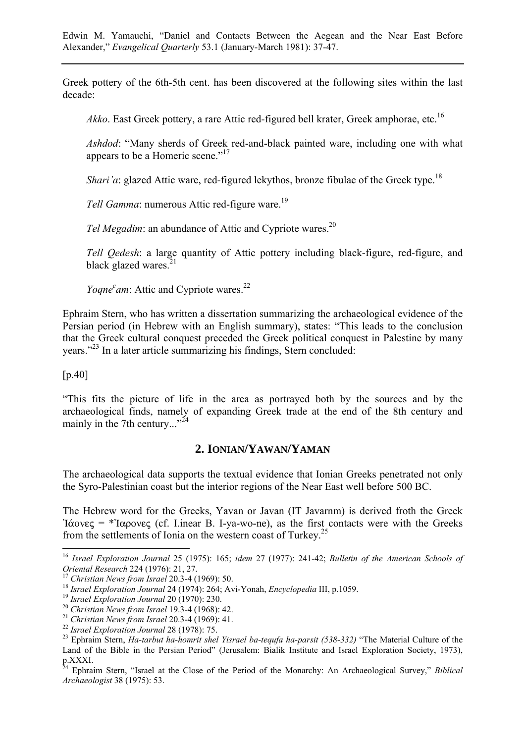Greek pottery of the 6th-5th cent. has been discovered at the following sites within the last decade:

*Akko*. East Greek pottery, a rare Attic red-figured bell krater, Greek amphorae, etc.[16]

*Ashdod*: "Many sherds of Greek red-and-black painted ware, including one with what appears to be a Homeric scene."[17]

*Shari'a*: glazed Attic ware, red-figured lekythos, bronze fibulae of the Greek type.[18]

*Tell Gamma*: numerous Attic red-figure ware.[19]

*Tel Megadim*: an abundance of Attic and Cypriote wares.[20]

*Tell Qedesh*: a large quantity of Attic pottery including black-figure, red-figure, and black glazed wares.[21]

*Yoqne*ᶜ*am*: Attic and Cypriote wares.[22]

Ephraim Stern, who has written a dissertation summarizing the archaeological evidence of the Persian period (in Hebrew with an English summary), states: "This leads to the conclusion that the Greek cultural conquest preceded the Greek political conquest in Palestine by many years."[23] In a later article summarizing his findings, Stern concluded:

[p.40]

"This fits the picture of life in the area as portrayed both by the sources and by the archaeological finds, namely of expanding Greek trade at the end of the 8th century and mainly in the 7th century..."[24]

## 2. Ionian/Yawan/Yaman

The archaeological data supports the textual evidence that Ionian Greeks penetrated not only the Syro-Palestinian coast but the interior regions of the Near East well before 500 BC.

The Hebrew word for the Greeks, Yavan or Javan (IT Javarnm) is derived froth the Greek Ἰάονες = *Ἰαρονες (cf. I.inear B. I-ya-wo-ne), as the first contacts were with the Greeks from the settlements of Ionia on the western coast of Turkey.[25]

---

[16] *Israel Exploration Journal* 25 (1975): 165; *idem* 27 (1977): 241-42; *Bulletin of the American Schools of Oriental Research* 224 (1976): 21, 27.

[17] *Christian News from Israel* 20.3-4 (1969): 50.

[18] *Israel Exploration Journal* 24 (1974): 264; Avi-Yonah, *Encyclopedia* III, p.1059.

[19] *Israel Exploration Journal* 20 (1970): 230.

[20] *Christian News from Israel* 19.3-4 (1968): 42.

[21] *Christian News from Israel* 20.3-4 (1969): 41.

[22] *Israel Exploration Journal* 28 (1978): 75.

[23] Ephraim Stern, *Ha-tarbut ha-homrit shel Yisrael ba-tequfa ha-parsit (538-332)* "The Material Culture of the Land of the Bible in the Persian Period" (Jerusalem: Bialik Institute and Israel Exploration Society, 1973), p.XXXI.

[24] Ephraim Stern, "Israel at the Close of the Period of the Monarchy: An Archaeological Survey," *Biblical Archaeologist* 38 (1975): 53.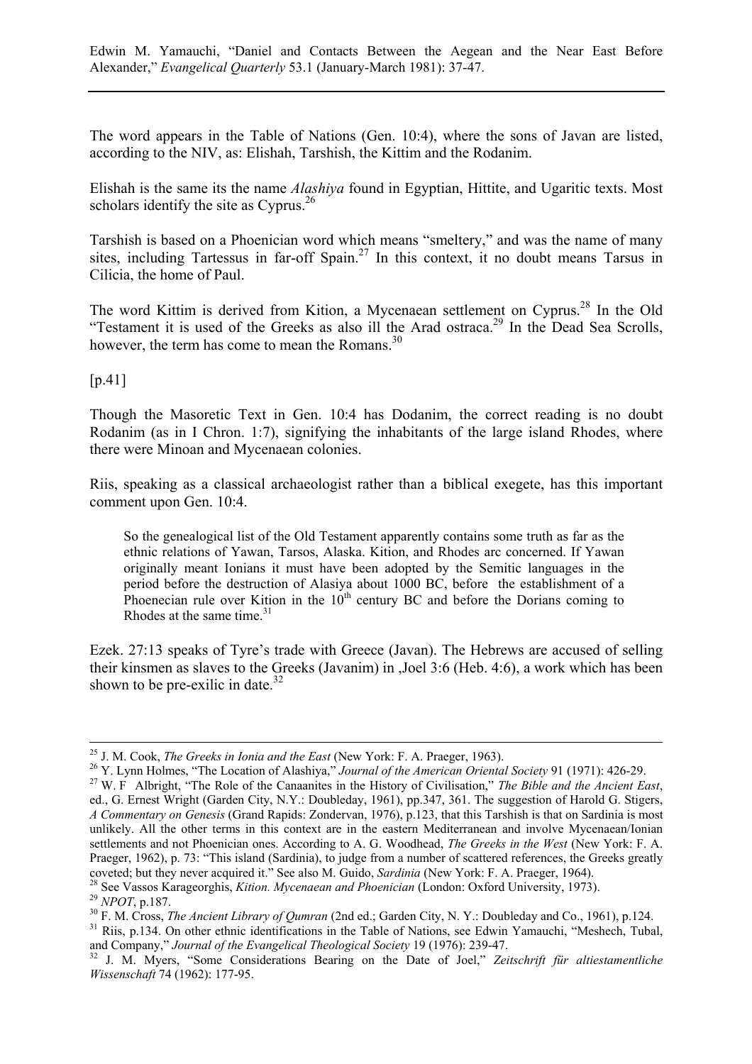The word appears in the Table of Nations (Gen. 10:4), where the sons of Javan are listed, according to the NIV, as: Elishah, Tarshish, the Kittim and the Rodanim.

Elishah is the same its the name *Alashiya* found in Egyptian, Hittite, and Ugaritic texts. Most scholars identify the site as Cyprus.[26]

Tarshish is based on a Phoenician word which means "smeltery," and was the name of many sites, including Tartessus in far-off Spain.[27] In this context, it no doubt means Tarsus in Cilicia, the home of Paul.

The word Kittim is derived from Kition, a Mycenaean settlement on Cyprus.[28] In the Old "Testament it is used of the Greeks as also ill the Arad ostraca.[29] In the Dead Sea Scrolls, however, the term has come to mean the Romans.[30]

[p.41]

Though the Masoretic Text in Gen. 10:4 has Dodanim, the correct reading is no doubt Rodanim (as in I Chron. 1:7), signifying the inhabitants of the large island Rhodes, where there were Minoan and Mycenaean colonies.

Riis, speaking as a classical archaeologist rather than a biblical exegete, has this important comment upon Gen. 10:4.

> So the genealogical list of the Old Testament apparently contains some truth as far as the ethnic relations of Yawan, Tarsos, Alaska. Kition, and Rhodes arc concerned. If Yawan originally meant Ionians it must have been adopted by the Semitic languages in the period before the destruction of Alasiya about 1000 BC, before the establishment of a Phoenecian rule over Kition in the 10th century BC and before the Dorians coming to Rhodes at the same time.[31]

Ezek. 27:13 speaks of Tyre's trade with Greece (Javan). The Hebrews are accused of selling their kinsmen as slaves to the Greeks (Javanim) in ,Joel 3:6 (Heb. 4:6), a work which has been shown to be pre-exilic in date.[32]

---

[25] J. M. Cook, *The Greeks in Ionia and the East* (New York: F. A. Praeger, 1963).

[26] Y. Lynn Holmes, "The Location of Alashiya," *Journal of the American Oriental Society* 91 (1971): 426-29.

[27] W. F Albright, "The Role of the Canaanites in the History of Civilisation," *The Bible and the Ancient East*, ed., G. Ernest Wright (Garden City, N.Y.: Doubleday, 1961), pp.347, 361. The suggestion of Harold G. Stigers, *A Commentary on Genesis* (Grand Rapids: Zondervan, 1976), p.123, that this Tarshish is that on Sardinia is most unlikely. All the other terms in this context are in the eastern Mediterranean and involve Mycenaean/Ionian settlements and not Phoenician ones. According to A. G. Woodhead, *The Greeks in the West* (New York: F. A. Praeger, 1962), p. 73: "This island (Sardinia), to judge from a number of scattered references, the Greeks greatly coveted; but they never acquired it." See also M. Guido, *Sardinia* (New York: F. A. Praeger, 1964).

[28] See Vassos Karageorghis, *Kition. Mycenaean and Phoenician* (London: Oxford University, 1973).

[29] *NPOT*, p.187.

[30] F. M. Cross, *The Ancient Library of Qumran* (2nd ed.; Garden City, N. Y.: Doubleday and Co., 1961), p.124.

[31] Riis, p.134. On other ethnic identifications in the Table of Nations, see Edwin Yamauchi, "Meshech, Tubal, and Company," *Journal of the Evangelical Theological Society* 19 (1976): 239-47.

[32] J. M. Myers, "Some Considerations Bearing on the Date of Joel," *Zeitschrift für altiestamentliche Wissenschaft* 74 (1962): 177-95.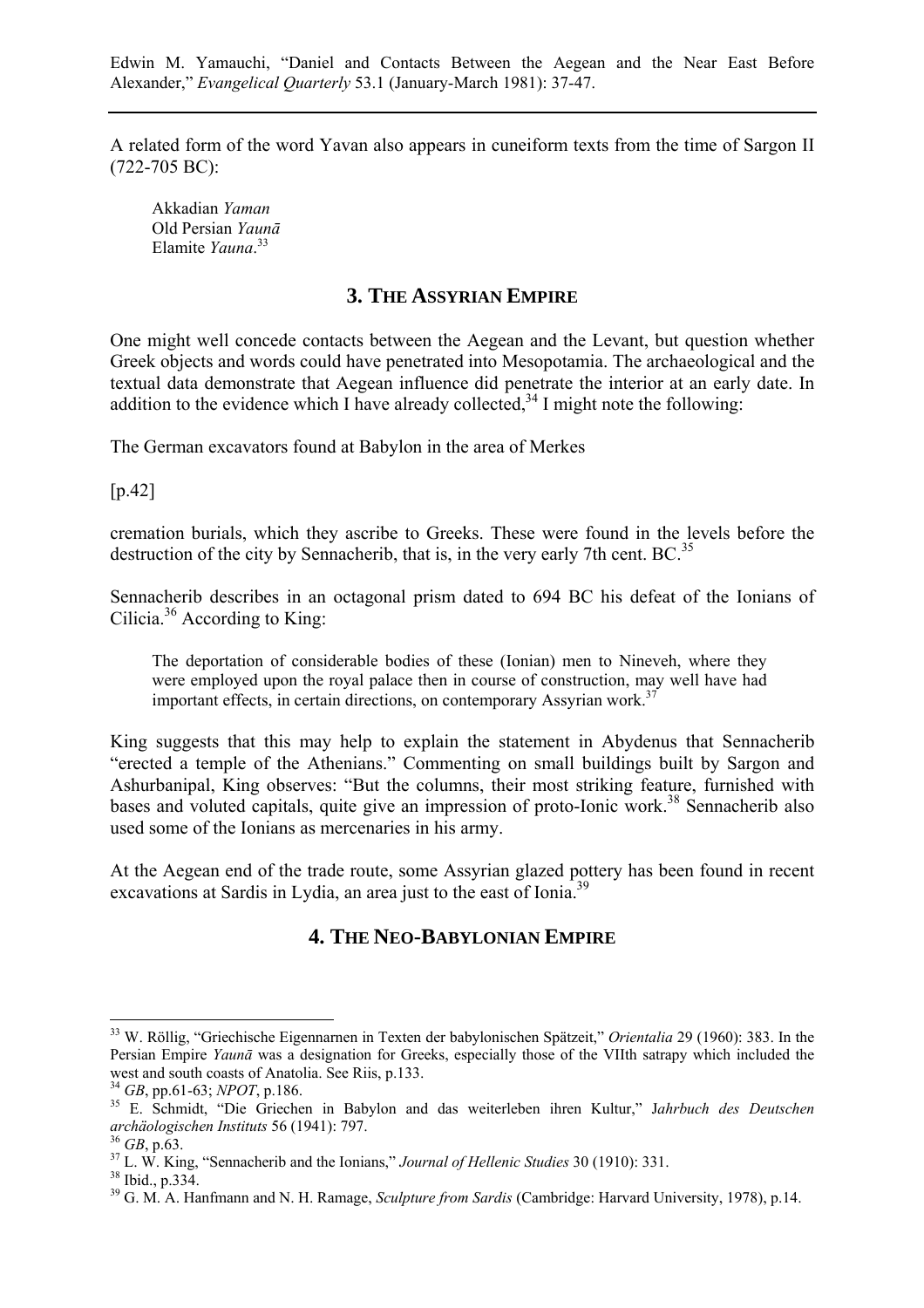A related form of the word Yavan also appears in cuneiform texts from the time of Sargon II (722-705 BC):

> Akkadian *Yaman*
> Old Persian *Yaunā*
> Elamite *Yauna*.[33]

## 3. The Assyrian Empire

One might well concede contacts between the Aegean and the Levant, but question whether Greek objects and words could have penetrated into Mesopotamia. The archaeological and the textual data demonstrate that Aegean influence did penetrate the interior at an early date. In addition to the evidence which I have already collected,[34] I might note the following:

The German excavators found at Babylon in the area of Merkes

[p.42]

cremation burials, which they ascribe to Greeks. These were found in the levels before the destruction of the city by Sennacherib, that is, in the very early 7th cent. BC.[35]

Sennacherib describes in an octagonal prism dated to 694 BC his defeat of the Ionians of Cilicia.[36] According to King:

> The deportation of considerable bodies of these (Ionian) men to Nineveh, where they were employed upon the royal palace then in course of construction, may well have had important effects, in certain directions, on contemporary Assyrian work.[37]

King suggests that this may help to explain the statement in Abydenus that Sennacherib "erected a temple of the Athenians." Commenting on small buildings built by Sargon and Ashurbanipal, King observes: "But the columns, their most striking feature, furnished with bases and voluted capitals, quite give an impression of proto-Ionic work.[38] Sennacherib also used some of the Ionians as mercenaries in his army.

At the Aegean end of the trade route, some Assyrian glazed pottery has been found in recent excavations at Sardis in Lydia, an area just to the east of Ionia.[39]

## 4. The Neo-Babylonian Empire

---

[33] W. Röllig, "Griechische Eigennarnen in Texten der babylonischen Spätzeit," *Orientalia* 29 (1960): 383. In the Persian Empire *Yaunā* was a designation for Greeks, especially those of the VIIth satrapy which included the west and south coasts of Anatolia. See Riis, p.133.

[34] *GB*, pp.61-63; *NPOT*, p.186.

[35] E. Schmidt, "Die Griechen in Babylon and das weiterleben ihren Kultur," J*ahrbuch des Deutschen archäologischen Instituts* 56 (1941): 797.

[36] *GB*, p.63.

[37] L. W. King, "Sennacherib and the Ionians," *Journal of Hellenic Studies* 30 (1910): 331.

[38] Ibid., p.334.

[39] G. M. A. Hanfmann and N. H. Ramage, *Sculpture from Sardis* (Cambridge: Harvard University, 1978), p.14.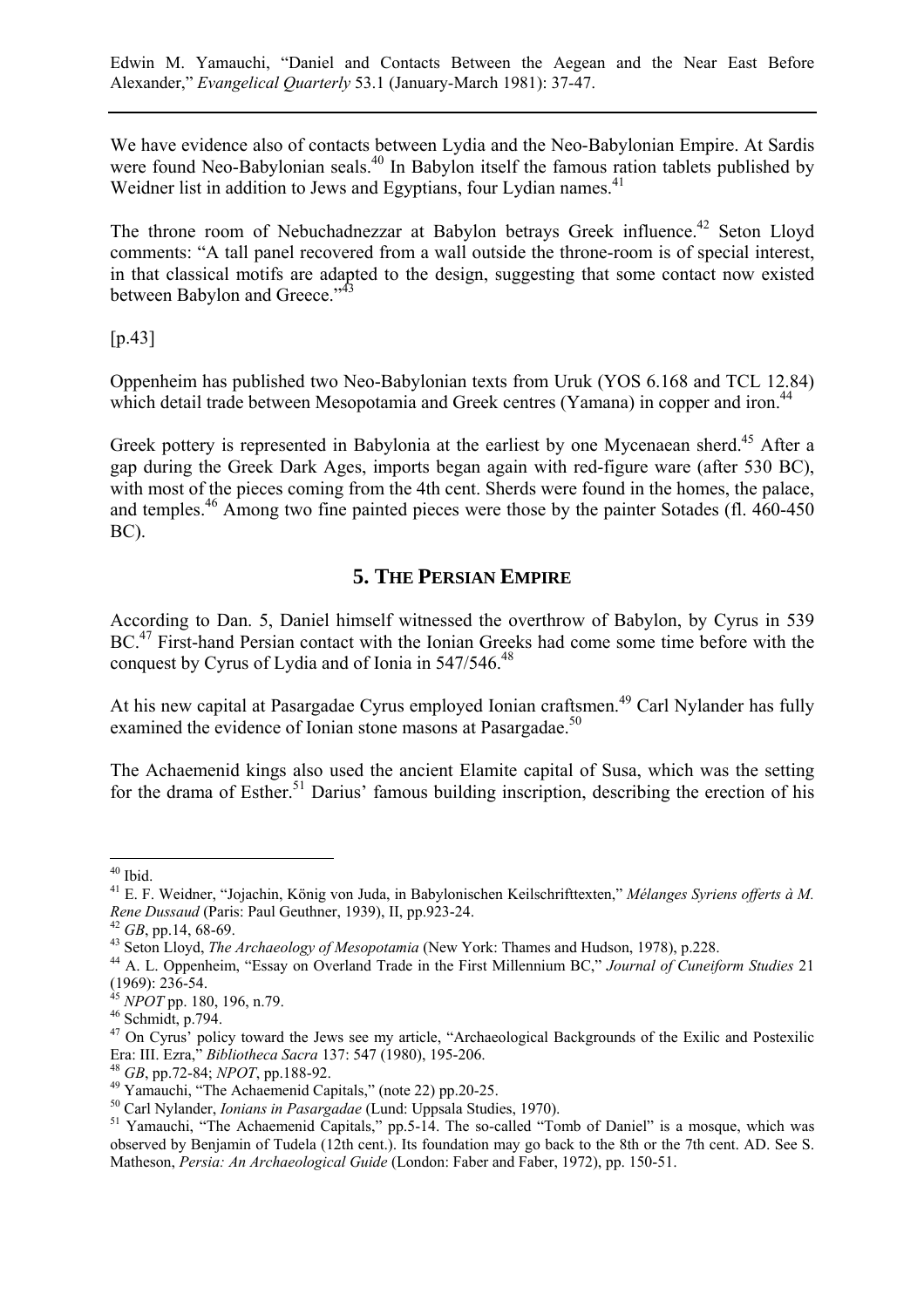We have evidence also of contacts between Lydia and the Neo-Babylonian Empire. At Sardis were found Neo-Babylonian seals.[40] In Babylon itself the famous ration tablets published by Weidner list in addition to Jews and Egyptians, four Lydian names.[41]

The throne room of Nebuchadnezzar at Babylon betrays Greek influence.[42] Seton Lloyd comments: "A tall panel recovered from a wall outside the throne-room is of special interest, in that classical motifs are adapted to the design, suggesting that some contact now existed between Babylon and Greece."[43]

[p.43]

Oppenheim has published two Neo-Babylonian texts from Uruk (YOS 6.168 and TCL 12.84) which detail trade between Mesopotamia and Greek centres (Yamana) in copper and iron.[44]

Greek pottery is represented in Babylonia at the earliest by one Mycenaean sherd.[45] After a gap during the Greek Dark Ages, imports began again with red-figure ware (after 530 BC), with most of the pieces coming from the 4th cent. Sherds were found in the homes, the palace, and temples.[46] Among two fine painted pieces were those by the painter Sotades (fl. 460-450 BC).

## 5. The Persian Empire

According to Dan. 5, Daniel himself witnessed the overthrow of Babylon, by Cyrus in 539 BC.[47] First-hand Persian contact with the Ionian Greeks had come some time before with the conquest by Cyrus of Lydia and of Ionia in 547/546.[48]

At his new capital at Pasargadae Cyrus employed Ionian craftsmen.[49] Carl Nylander has fully examined the evidence of Ionian stone masons at Pasargadae.[50]

The Achaemenid kings also used the ancient Elamite capital of Susa, which was the setting for the drama of Esther.[51] Darius' famous building inscription, describing the erection of his

---

[40] Ibid.

[41] E. F. Weidner, "Jojachin, König von Juda, in Babylonischen Keilschrifttexten," *Mélanges Syriens offerts à M. Rene Dussaud* (Paris: Paul Geuthner, 1939), II, pp.923-24.

[42] *GB*, pp.14, 68-69.

[43] Seton Lloyd, *The Archaeology of Mesopotamia* (New York: Thames and Hudson, 1978), p.228.

[44] A. L. Oppenheim, "Essay on Overland Trade in the First Millennium BC," *Journal of Cuneiform Studies* 21 (1969): 236-54.

[45] *NPOT* pp. 180, 196, n.79.

[46] Schmidt, p.794.

[47] On Cyrus' policy toward the Jews see my article, "Archaeological Backgrounds of the Exilic and Postexilic Era: III. Ezra," *Bibliotheca Sacra* 137: 547 (1980), 195-206.

[48] *GB*, pp.72-84; *NPOT*, pp.188-92.

[49] Yamauchi, "The Achaemenid Capitals," (note 22) pp.20-25.

[50] Carl Nylander, *Ionians in Pasargadae* (Lund: Uppsala Studies, 1970).

[51] Yamauchi, "The Achaemenid Capitals," pp.5-14. The so-called "Tomb of Daniel" is a mosque, which was observed by Benjamin of Tudela (12th cent.). Its foundation may go back to the 8th or the 7th cent. AD. See S. Matheson, *Persia: An Archaeological Guide* (London: Faber and Faber, 1972), pp. 150-51.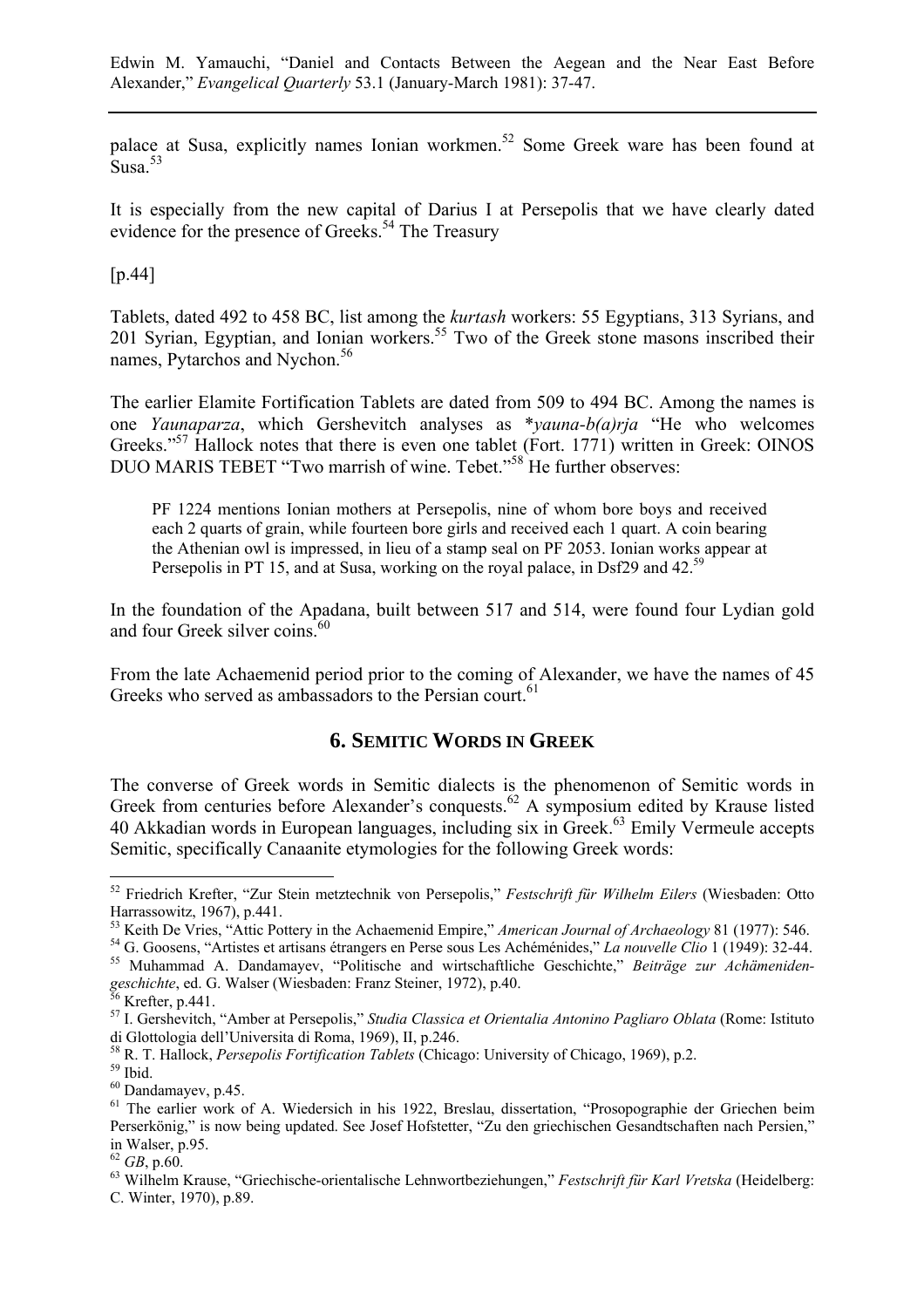palace at Susa, explicitly names Ionian workmen.[52] Some Greek ware has been found at Susa.[53]

It is especially from the new capital of Darius I at Persepolis that we have clearly dated evidence for the presence of Greeks.[54] The Treasury

[p.44]

Tablets, dated 492 to 458 BC, list among the *kurtash* workers: 55 Egyptians, 313 Syrians, and 201 Syrian, Egyptian, and Ionian workers.[55] Two of the Greek stone masons inscribed their names, Pytarchos and Nychon.[56]

The earlier Elamite Fortification Tablets are dated from 509 to 494 BC. Among the names is one *Yaunaparza*, which Gershevitch analyses as \**yauna-b(a)rja* "He who welcomes Greeks."[57] Hallock notes that there is even one tablet (Fort. 1771) written in Greek: OINOS DUO MARIS TEBET "Two marrish of wine. Tebet."[58] He further observes:

> PF 1224 mentions Ionian mothers at Persepolis, nine of whom bore boys and received each 2 quarts of grain, while fourteen bore girls and received each 1 quart. A coin bearing the Athenian owl is impressed, in lieu of a stamp seal on PF 2053. Ionian works appear at Persepolis in PT 15, and at Susa, working on the royal palace, in Dsf29 and 42.[59]

In the foundation of the Apadana, built between 517 and 514, were found four Lydian gold and four Greek silver coins.[60]

From the late Achaemenid period prior to the coming of Alexander, we have the names of 45 Greeks who served as ambassadors to the Persian court.[61]

## 6. Semitic Words in Greek

The converse of Greek words in Semitic dialects is the phenomenon of Semitic words in Greek from centuries before Alexander's conquests.[62] A symposium edited by Krause listed 40 Akkadian words in European languages, including six in Greek.[63] Emily Vermeule accepts Semitic, specifically Canaanite etymologies for the following Greek words:

---

[52] Friedrich Krefter, "Zur Stein metztechnik von Persepolis," *Festschrift für Wilhelm Eilers* (Wiesbaden: Otto Harrassowitz, 1967), p.441.

[53] Keith De Vries, "Attic Pottery in the Achaemenid Empire," *American Journal of Archaeology* 81 (1977): 546.

[54] G. Goosens, "Artistes et artisans étrangers en Perse sous Les Achéménides," *La nouvelle Clio* 1 (1949): 32-44.

[55] Muhammad A. Dandamayev, "Politische and wirtschaftliche Geschichte," *Beiträge zur Achämeniden-geschichte*, ed. G. Walser (Wiesbaden: Franz Steiner, 1972), p.40.

[56] Krefter, p.441.

[57] I. Gershevitch, "Amber at Persepolis," *Studia Classica et Orientalia Antonino Pagliaro Oblata* (Rome: Istituto di Glottologia dell'Universita di Roma, 1969), II, p.246.

[58] R. T. Hallock, *Persepolis Fortification Tablets* (Chicago: University of Chicago, 1969), p.2.

[59] Ibid.

[60] Dandamayev, p.45.

[61] The earlier work of A. Wiedersich in his 1922, Breslau, dissertation, "Prosopographie der Griechen beim Perserkönig," is now being updated. See Josef Hofstetter, "Zu den griechischen Gesandtschaften nach Persien," in Walser, p.95.

[62] *GB*, p.60.

[63] Wilhelm Krause, "Griechische-orientalische Lehnwortbeziehungen," *Festschrift für Karl Vretska* (Heidelberg: C. Winter, 1970), p.89.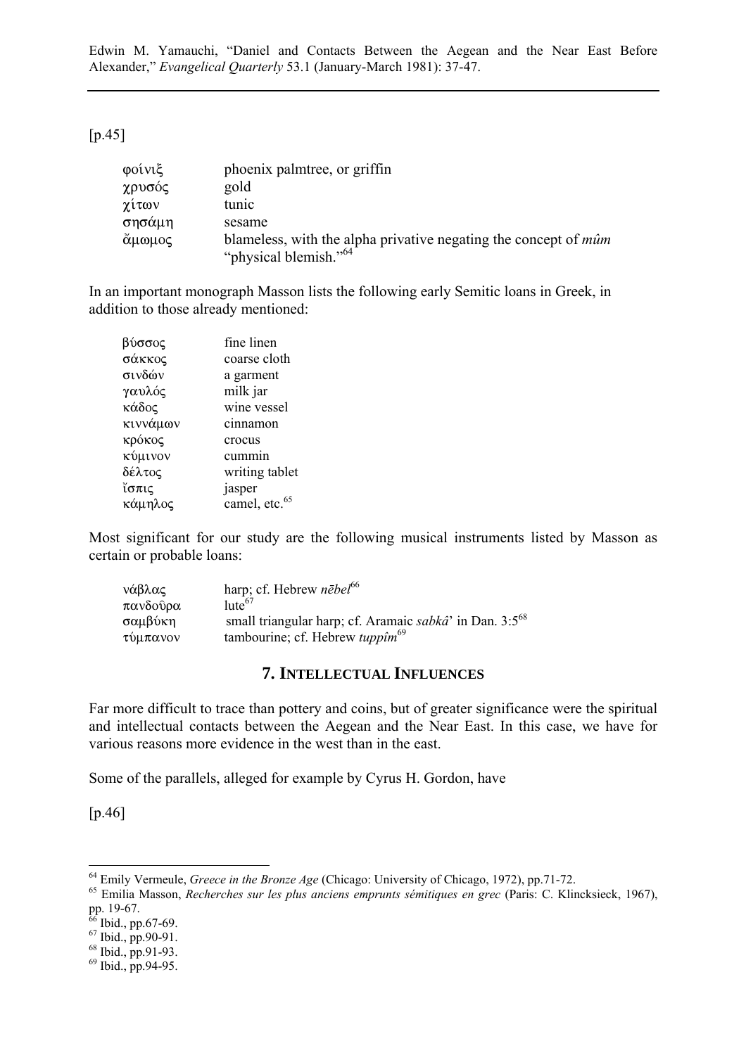[p.45]

| | |
|---|---|
| φοίνιξ | phoenix palmtree, or griffin |
| χρυσός | gold |
| χίτων | tunic |
| σησάμη | sesame |
| ἄμωμος | blameless, with the alpha privative negating the concept of *mûm* "physical blemish."[64] |

In an important monograph Masson lists the following early Semitic loans in Greek, in addition to those already mentioned:

| | |
|---|---|
| βύσσος | fine linen |
| σάκκος | coarse cloth |
| σινδών | a garment |
| γαυλός | milk jar |
| κάδος | wine vessel |
| κιννάμων | cinnamon |
| κρόκος | crocus |
| κύμινον | cummin |
| δέλτος | writing tablet |
| ἴσπις | jasper |
| κάμηλος | camel, etc.[65] |

Most significant for our study are the following musical instruments listed by Masson as certain or probable loans:

| | |
|---|---|
| νάβλας | harp; cf. Hebrew *nēbel*[66] |
| πανδοῦρα | lute[67] |
| σαμβύκη | small triangular harp; cf. Aramaic *sabkâ*' in Dan. 3:5[68] |
| τύμπανον | tambourine; cf. Hebrew *tuppîm*[69] |

## 7. INTELLECTUAL INFLUENCES

Far more difficult to trace than pottery and coins, but of greater significance were the spiritual and intellectual contacts between the Aegean and the Near East. In this case, we have for various reasons more evidence in the west than in the east.

Some of the parallels, alleged for example by Cyrus H. Gordon, have

[p.46]

---

[64] Emily Vermeule, *Greece in the Bronze Age* (Chicago: University of Chicago, 1972), pp.71-72.

[65] Emilia Masson, *Recherches sur les plus anciens emprunts sémitiques en grec* (Paris: C. Klincksieck, 1967), pp. 19-67.

[66] Ibid., pp.67-69.

[67] Ibid., pp.90-91.

[68] Ibid., pp.91-93.

[69] Ibid., pp.94-95.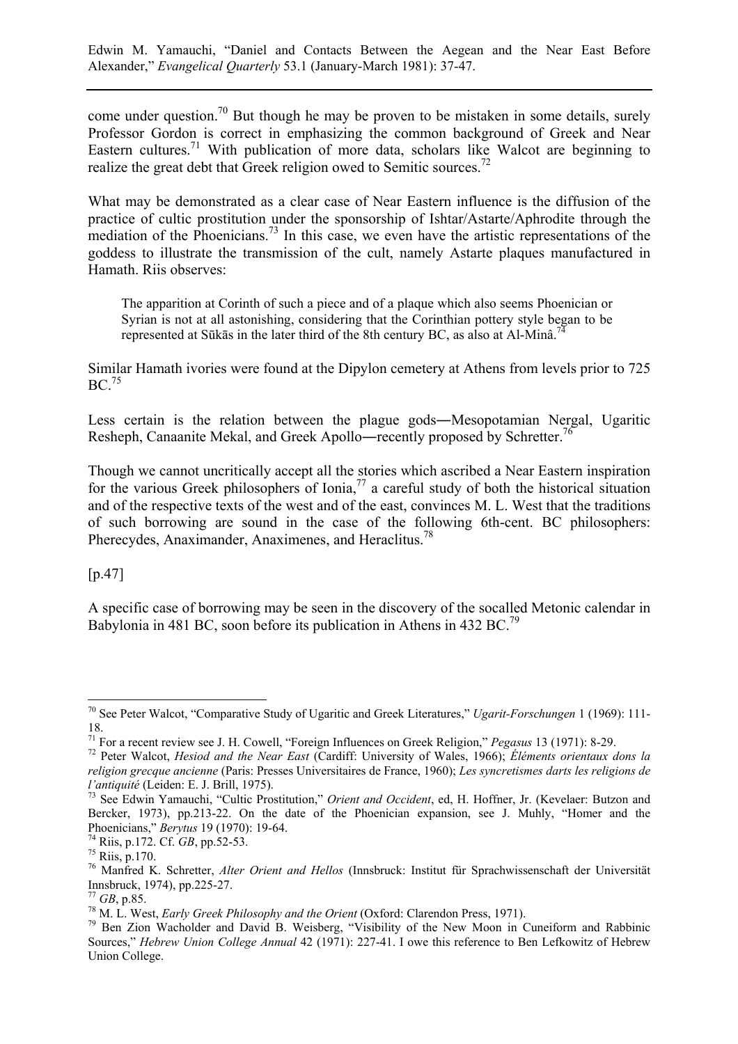come under question.[70] But though he may be proven to be mistaken in some details, surely Professor Gordon is correct in emphasizing the common background of Greek and Near Eastern cultures.[71] With publication of more data, scholars like Walcot are beginning to realize the great debt that Greek religion owed to Semitic sources.[72]

What may be demonstrated as a clear case of Near Eastern influence is the diffusion of the practice of cultic prostitution under the sponsorship of Ishtar/Astarte/Aphrodite through the mediation of the Phoenicians.[73] In this case, we even have the artistic representations of the goddess to illustrate the transmission of the cult, namely Astarte plaques manufactured in Hamath. Riis observes:

> The apparition at Corinth of such a piece and of a plaque which also seems Phoenician or Syrian is not at all astonishing, considering that the Corinthian pottery style began to be represented at Sūkās in the later third of the 8th century BC, as also at Al-Minâ.[74]

Similar Hamath ivories were found at the Dipylon cemetery at Athens from levels prior to 725 BC.[75]

Less certain is the relation between the plague gods―Mesopotamian Nergal, Ugaritic Resheph, Canaanite Mekal, and Greek Apollo―recently proposed by Schretter.[76]

Though we cannot uncritically accept all the stories which ascribed a Near Eastern inspiration for the various Greek philosophers of Ionia,[77] a careful study of both the historical situation and of the respective texts of the west and of the east, convinces M. L. West that the traditions of such borrowing are sound in the case of the following 6th-cent. BC philosophers: Pherecydes, Anaximander, Anaximenes, and Heraclitus.[78]

[p.47]

A specific case of borrowing may be seen in the discovery of the socalled Metonic calendar in Babylonia in 481 BC, soon before its publication in Athens in 432 BC.[79]

---

[70] See Peter Walcot, "Comparative Study of Ugaritic and Greek Literatures," *Ugarit-Forschungen* 1 (1969): 111-18.

[71] For a recent review see J. H. Cowell, "Foreign Influences on Greek Religion," *Pegasus* 13 (1971): 8-29.

[72] Peter Walcot, *Hesiod and the Near East* (Cardiff: University of Wales, 1966); *Éléments orientaux dons la religion grecque ancienne* (Paris: Presses Universitaires de France, 1960); *Les syncretismes darts les religions de l'antiquité* (Leiden: E. J. Brill, 1975).

[73] See Edwin Yamauchi, "Cultic Prostitution," *Orient and Occident*, ed, H. Hoffner, Jr. (Kevelaer: Butzon and Bercker, 1973), pp.213-22. On the date of the Phoenician expansion, see J. Muhly, "Homer and the Phoenicians," *Berytus* 19 (1970): 19-64.

[74] Riis, p.172. Cf. *GB*, pp.52-53.

[75] Riis, p.170.

[76] Manfred K. Schretter, *Alter Orient and Hellos* (Innsbruck: Institut für Sprachwissenschaft der Universität Innsbruck, 1974), pp.225-27.

[77] *GB*, p.85.

[78] M. L. West, *Early Greek Philosophy and the Orient* (Oxford: Clarendon Press, 1971).

[79] Ben Zion Wacholder and David B. Weisberg, "Visibility of the New Moon in Cuneiform and Rabbinic Sources," *Hebrew Union College Annual* 42 (1971): 227-41. I owe this reference to Ben Lefkowitz of Hebrew Union College.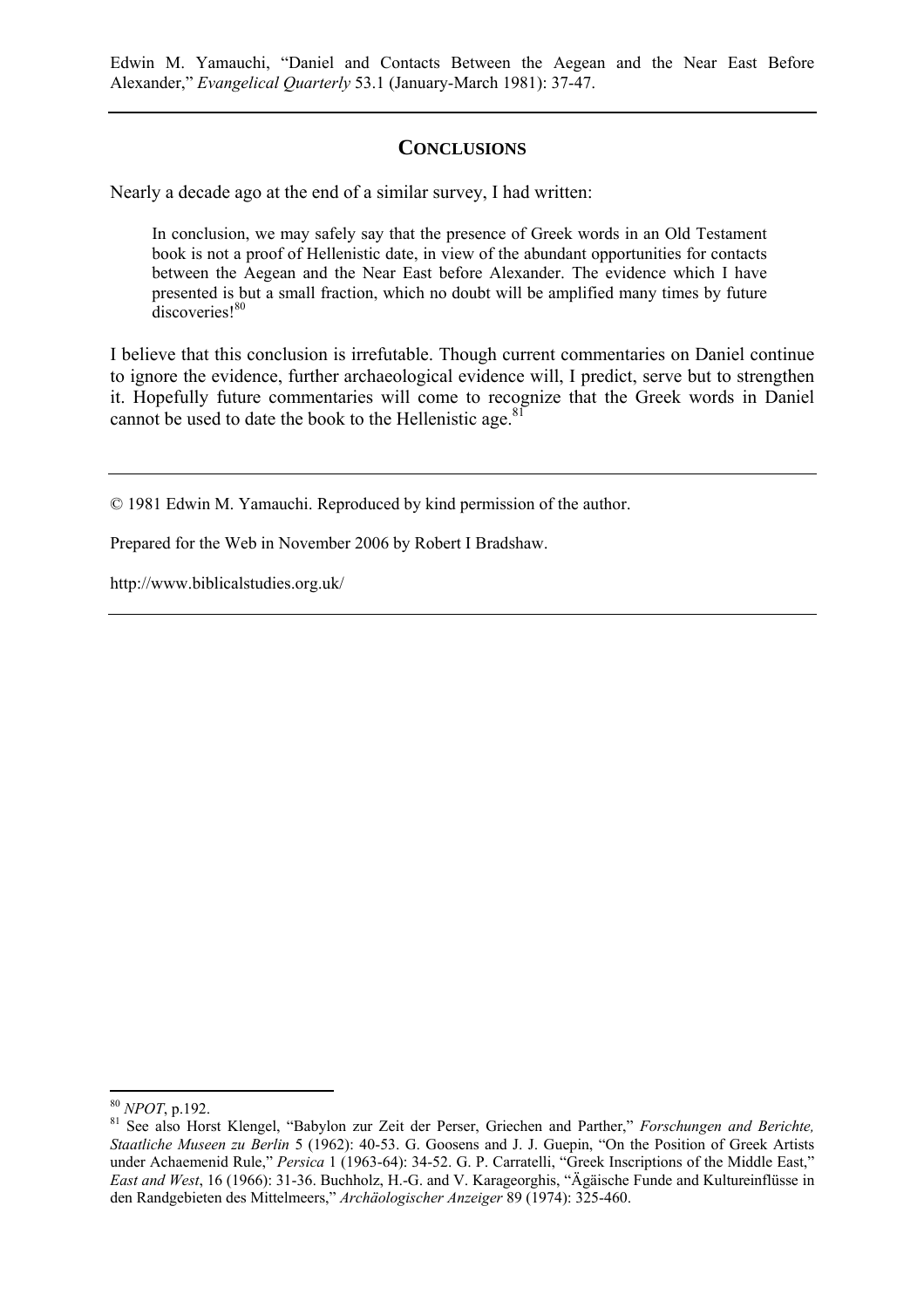## CONCLUSIONS

Nearly a decade ago at the end of a similar survey, I had written:

> In conclusion, we may safely say that the presence of Greek words in an Old Testament book is not a proof of Hellenistic date, in view of the abundant opportunities for contacts between the Aegean and the Near East before Alexander. The evidence which I have presented is but a small fraction, which no doubt will be amplified many times by future discoveries![80]

I believe that this conclusion is irrefutable. Though current commentaries on Daniel continue to ignore the evidence, further archaeological evidence will, I predict, serve but to strengthen it. Hopefully future commentaries will come to recognize that the Greek words in Daniel cannot be used to date the book to the Hellenistic age.[81]

---

© 1981 Edwin M. Yamauchi. Reproduced by kind permission of the author.

Prepared for the Web in November 2006 by Robert I Bradshaw.

http://www.biblicalstudies.org.uk/

---

[80] *NPOT*, p.192.

[81] See also Horst Klengel, "Babylon zur Zeit der Perser, Griechen and Parther," *Forschungen and Berichte, Staatliche Museen zu Berlin* 5 (1962): 40-53. G. Goosens and J. J. Guepin, "On the Position of Greek Artists under Achaemenid Rule," *Persica* 1 (1963-64): 34-52. G. P. Carratelli, "Greek Inscriptions of the Middle East," *East and West*, 16 (1966): 31-36. Buchholz, H.-G. and V. Karageorghis, "Ägäische Funde and Kultureinflüsse in den Randgebieten des Mittelmeers," *Archäologischer Anzeiger* 89 (1974): 325-460.